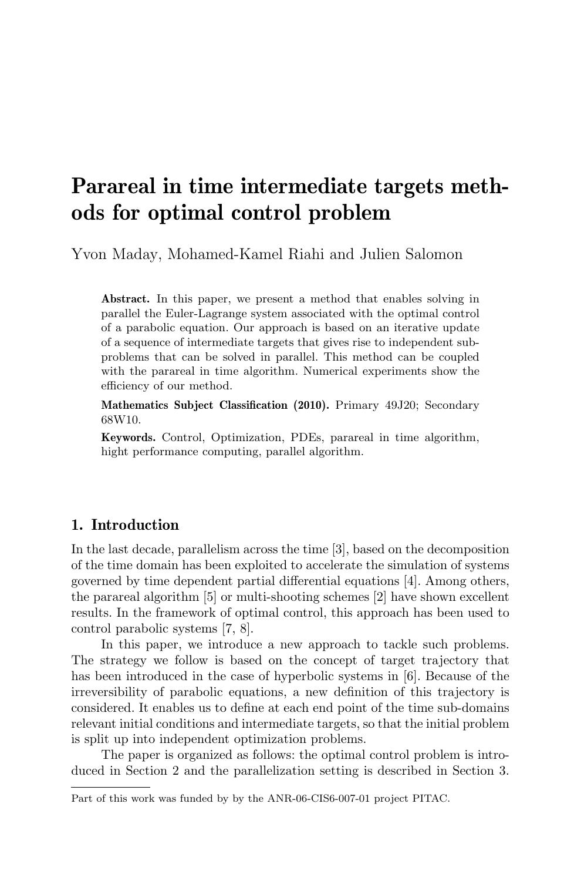# Parareal in time intermediate targets methods for optimal control problem

Yvon Maday, Mohamed-Kamel Riahi and Julien Salomon

**Abstract.** In this paper, we present a method that enables solving in parallel the Euler-Lagrange system associated with the optimal control of a parabolic equation. Our approach is based on an iterative update of a sequence of intermediate targets that gives rise to independent sub-problems that can be solved in parallel. This method can be coupled with the parareal in time algorithm. Numerical experiments show the efficiency of our method.

**Mathematics Subject Classification (2010).** Primary 49J20; Secondary 68W10.

**Keywords.** Control, Optimization, PDEs, parareal in time algorithm, hight performance computing, parallel algorithm.

## 1. Introduction

In the last decade, parallelism across the time [3], based on the decomposition of the time domain has been exploited to accelerate the simulation of systems governed by time dependent partial differential equations [4]. Among others, the parareal algorithm [5] or multi-shooting schemes [2] have shown excellent results. In the framework of optimal control, this approach has been used to control parabolic systems [7, 8].

In this paper, we introduce a new approach to tackle such problems. The strategy we follow is based on the concept of target trajectory that has been introduced in the case of hyperbolic systems in [6]. Because of the irreversibility of parabolic equations, a new definition of this trajectory is considered. It enables us to define at each end point of the time sub-domains relevant initial conditions and intermediate targets, so that the initial problem is split up into independent optimization problems.

The paper is organized as follows: the optimal control problem is introduced in Section 2 and the parallelization setting is described in Section 3.

Part of this work was funded by by the ANR-06-CIS6-007-01 project PITAC.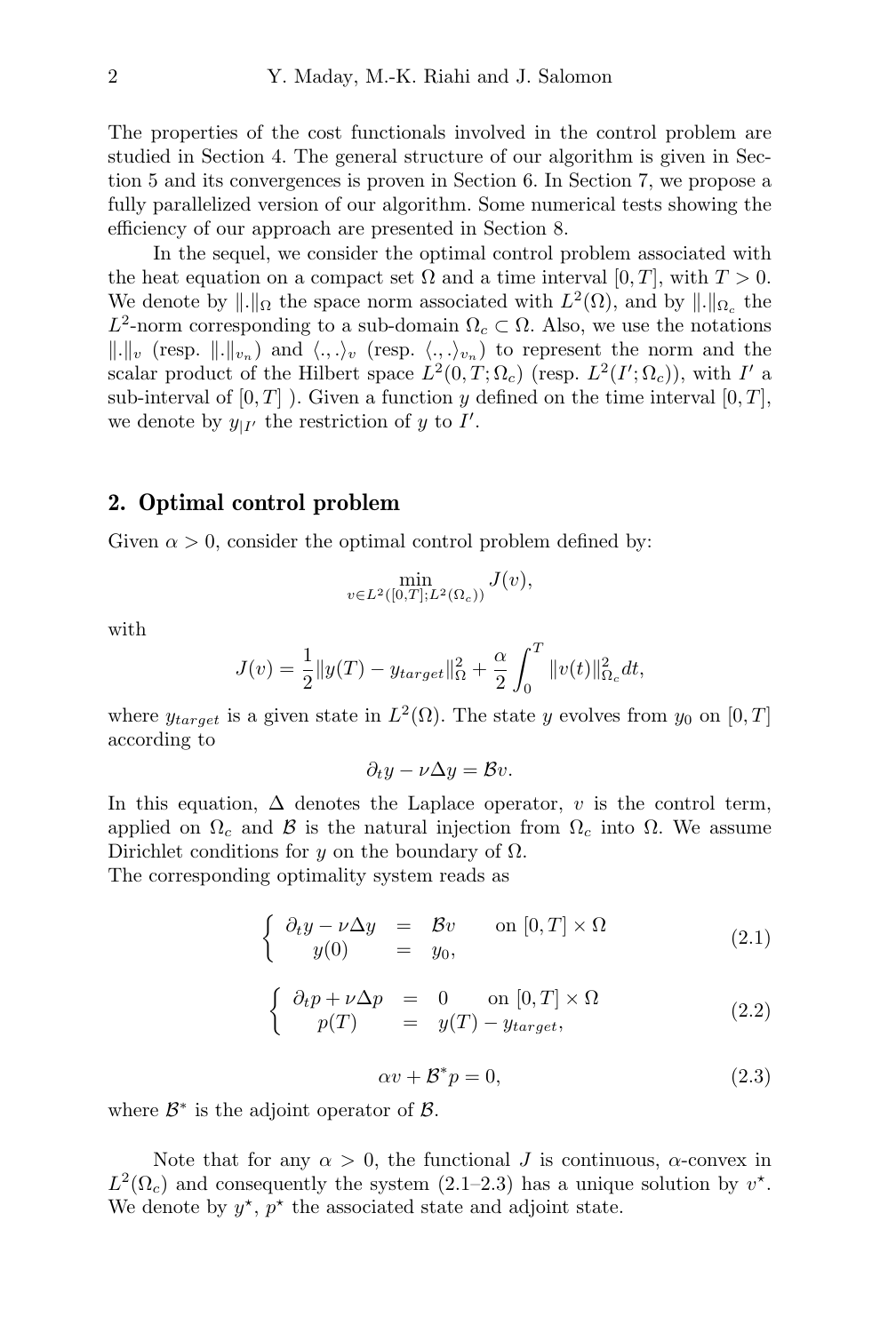The properties of the cost functionals involved in the control problem are studied in Section 4. The general structure of our algorithm is given in Section 5 and its convergences is proven in Section 6. In Section 7, we propose a fully parallelized version of our algorithm. Some numerical tests showing the efficiency of our approach are presented in Section 8.

In the sequel, we consider the optimal control problem associated with the heat equation on a compact set $\Omega$ and a time interval $[0,T]$, with $T>0$. We denote by $\|.\|_\Omega$ the space norm associated with $L^2(\Omega)$, and by $\|.\|_{\Omega_c}$ the $L^2$-norm corresponding to a sub-domain $\Omega_c \subset \Omega$. Also, we use the notations $\|.\|_v$ (resp. $\|.\|_{v_n}$) and $\langle .,.\rangle_v$ (resp. $\langle .,.\rangle_{v_n}$) to represent the norm and the scalar product of the Hilbert space $L^2(0,T;\Omega_c)$ (resp. $L^2(I';\Omega_c)$), with $I'$ a sub-interval of $[0,T]$ ). Given a function $y$ defined on the time interval $[0,T]$, we denote by $y_{|I'}$ the restriction of $y$ to $I'$.

## 2. Optimal control problem

Given $\alpha > 0$, consider the optimal control problem defined by:

$$\min_{v \in L^2([0,T];L^2(\Omega_c))} J(v),$$

with

$$J(v) = \frac{1}{2}\|y(T) - y_{target}\|^2_\Omega + \frac{\alpha}{2}\int_0^T \|v(t)\|^2_{\Omega_c} dt,$$

where $y_{target}$ is a given state in $L^2(\Omega)$. The state $y$ evolves from $y_0$ on $[0,T]$ according to

$$\partial_t y - \nu \Delta y = \mathcal{B} v.$$

In this equation, $\Delta$ denotes the Laplace operator, $v$ is the control term, applied on $\Omega_c$ and $\mathcal{B}$ is the natural injection from $\Omega_c$ into $\Omega$. We assume Dirichlet conditions for $y$ on the boundary of $\Omega$.
The corresponding optimality system reads as

$$\left\{ \begin{array}{rcll} \partial_t y - \nu \Delta y &=& \mathcal{B} v & \text{on } [0,T] \times \Omega \\ y(0) &=& y_0, & \end{array} \right. \tag{2.1}$$

$$\left\{ \begin{array}{rcll} \partial_t p + \nu \Delta p &=& 0 & \text{on } [0,T] \times \Omega \\ p(T) &=& y(T) - y_{target}, & \end{array} \right. \tag{2.2}$$

$$\alpha v + \mathcal{B}^* p = 0, \tag{2.3}$$

where $\mathcal{B}^*$ is the adjoint operator of $\mathcal{B}$.

Note that for any $\alpha > 0$, the functional $J$ is continuous, $\alpha$-convex in $L^2(\Omega_c)$ and consequently the system (2.1–2.3) has a unique solution by $v^\star$. We denote by $y^\star$, $p^\star$ the associated state and adjoint state.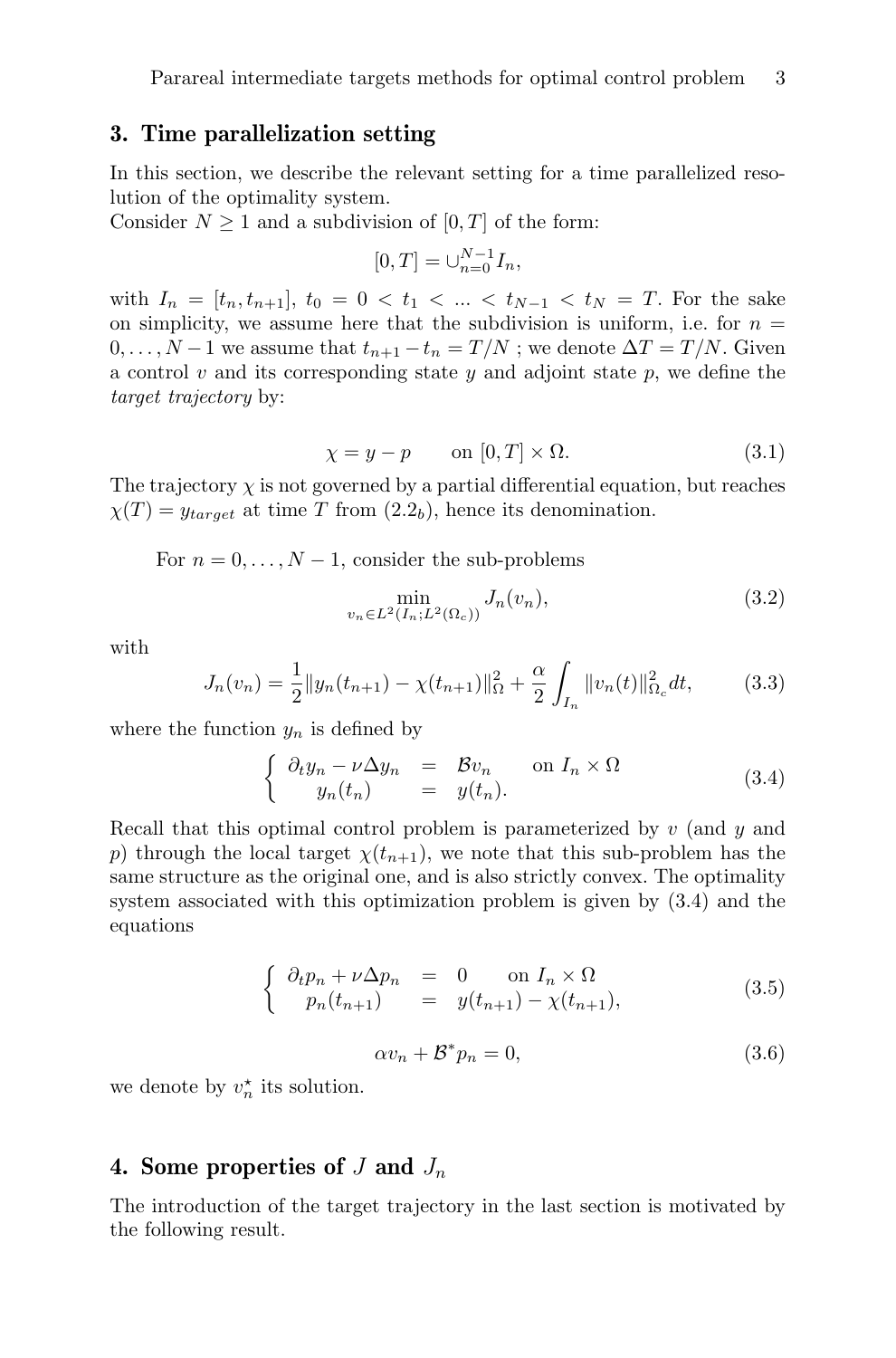## 3. Time parallelization setting

In this section, we describe the relevant setting for a time parallelized resolution of the optimality system.

Consider $N \geq 1$ and a subdivision of $[0,T]$ of the form:

$$[0,T] = \cup_{n=0}^{N-1} I_n,$$

with $I_n = [t_n, t_{n+1}]$, $t_0 = 0 < t_1 < \ldots < t_{N-1} < t_N = T$. For the sake on simplicity, we assume here that the subdivision is uniform, i.e. for $n = 0, \ldots, N-1$ we assume that $t_{n+1} - t_n = T/N$ ; we denote $\Delta T = T/N$. Given a control $v$ and its corresponding state $y$ and adjoint state $p$, we define the *target trajectory* by:

$$\chi = y - p \qquad \text{on } [0,T] \times \Omega. \tag{3.1}$$

The trajectory $\chi$ is not governed by a partial differential equation, but reaches $\chi(T) = y_{target}$ at time $T$ from ($2.2_b$), hence its denomination.

For $n = 0, \ldots, N-1$, consider the sub-problems

$$\min_{v_n \in L^2(I_n; L^2(\Omega_c))} J_n(v_n), \tag{3.2}$$

with

$$J_n(v_n) = \frac{1}{2}\|y_n(t_{n+1}) - \chi(t_{n+1})\|_\Omega^2 + \frac{\alpha}{2}\int_{I_n} \|v_n(t)\|_{\Omega_c}^2 dt, \tag{3.3}$$

where the function $y_n$ is defined by

$$\left\{ \begin{array}{rcll} \partial_t y_n - \nu \Delta y_n & = & \mathcal{B} v_n & \text{on } I_n \times \Omega \\ y_n(t_n) & = & y(t_n). & \end{array} \right. \tag{3.4}$$

Recall that this optimal control problem is parameterized by $v$ (and $y$ and $p$) through the local target $\chi(t_{n+1})$, we note that this sub-problem has the same structure as the original one, and is also strictly convex. The optimality system associated with this optimization problem is given by (3.4) and the equations

$$\left\{ \begin{array}{rcll} \partial_t p_n + \nu \Delta p_n & = & 0 & \text{on } I_n \times \Omega \\ p_n(t_{n+1}) & = & y(t_{n+1}) - \chi(t_{n+1}), & \end{array} \right. \tag{3.5}$$

$$\alpha v_n + \mathcal{B}^* p_n = 0, \tag{3.6}$$

we denote by $v_n^\star$ its solution.

## 4. Some properties of $J$ and $J_n$

The introduction of the target trajectory in the last section is motivated by the following result.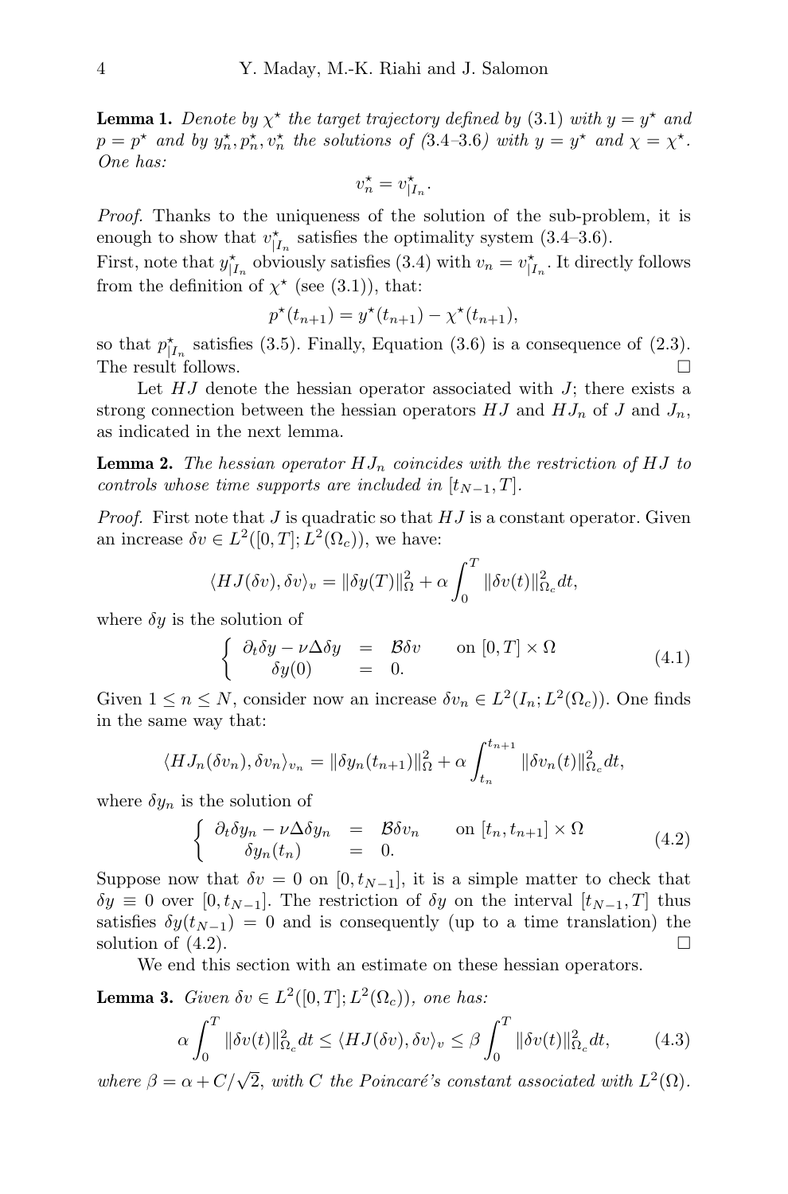**Lemma 1.** *Denote by $\chi^\star$ the target trajectory defined by (3.1) with $y = y^\star$ and $p = p^\star$ and by $y_n^\star, p_n^\star, v_n^\star$ the solutions of (3.4–3.6) with $y = y^\star$ and $\chi = \chi^\star$. One has:*

$$v_n^\star = v^\star_{|I_n}.$$

*Proof.* Thanks to the uniqueness of the solution of the sub-problem, it is enough to show that $v^\star_{|I_n}$ satisfies the optimality system (3.4–3.6).
First, note that $y^\star_{|I_n}$ obviously satisfies (3.4) with $v_n = v^\star_{|I_n}$. It directly follows from the definition of $\chi^\star$ (see (3.1)), that:

$$p^\star(t_{n+1}) = y^\star(t_{n+1}) - \chi^\star(t_{n+1}),$$

so that $p^\star_{|I_n}$ satisfies (3.5). Finally, Equation (3.6) is a consequence of (2.3). The result follows. □

Let $HJ$ denote the hessian operator associated with $J$; there exists a strong connection between the hessian operators $HJ$ and $HJ_n$ of $J$ and $J_n$, as indicated in the next lemma.

**Lemma 2.** *The hessian operator $HJ_n$ coincides with the restriction of $HJ$ to controls whose time supports are included in $[t_{N-1}, T]$.*

*Proof.* First note that $J$ is quadratic so that $HJ$ is a constant operator. Given an increase $\delta v \in L^2([0,T]; L^2(\Omega_c))$, we have:

$$\langle HJ(\delta v), \delta v\rangle_v = \|\delta y(T)\|^2_\Omega + \alpha \int_0^T \|\delta v(t)\|^2_{\Omega_c} dt,$$

where $\delta y$ is the solution of

$$\left\{ \begin{array}{rcll} \partial_t \delta y - \nu \Delta \delta y &=& \mathcal{B}\delta v & \text{on } [0,T]\times\Omega \\ \delta y(0) &=& 0. & \end{array} \right. \tag{4.1}$$

Given $1 \le n \le N$, consider now an increase $\delta v_n \in L^2(I_n; L^2(\Omega_c))$. One finds in the same way that:

$$\langle HJ_n(\delta v_n), \delta v_n\rangle_{v_n} = \|\delta y_n(t_{n+1})\|^2_\Omega + \alpha \int_{t_n}^{t_{n+1}} \|\delta v_n(t)\|^2_{\Omega_c} dt,$$

where $\delta y_n$ is the solution of

$$\left\{ \begin{array}{rcll} \partial_t \delta y_n - \nu \Delta \delta y_n &=& \mathcal{B}\delta v_n & \text{on } [t_n, t_{n+1}]\times\Omega \\ \delta y_n(t_n) &=& 0. & \end{array} \right. \tag{4.2}$$

Suppose now that $\delta v = 0$ on $[0, t_{N-1}]$, it is a simple matter to check that $\delta y \equiv 0$ over $[0, t_{N-1}]$. The restriction of $\delta y$ on the interval $[t_{N-1}, T]$ thus satisfies $\delta y(t_{N-1}) = 0$ and is consequently (up to a time translation) the solution of (4.2). □

We end this section with an estimate on these hessian operators.

**Lemma 3.** *Given $\delta v \in L^2([0,T]; L^2(\Omega_c))$, one has:*

$$\alpha \int_0^T \|\delta v(t)\|^2_{\Omega_c} dt \le \langle HJ(\delta v), \delta v\rangle_v \le \beta \int_0^T \|\delta v(t)\|^2_{\Omega_c} dt, \tag{4.3}$$

*where $\beta = \alpha + C/\sqrt{2}$, with $C$ the Poincaré's constant associated with $L^2(\Omega)$.*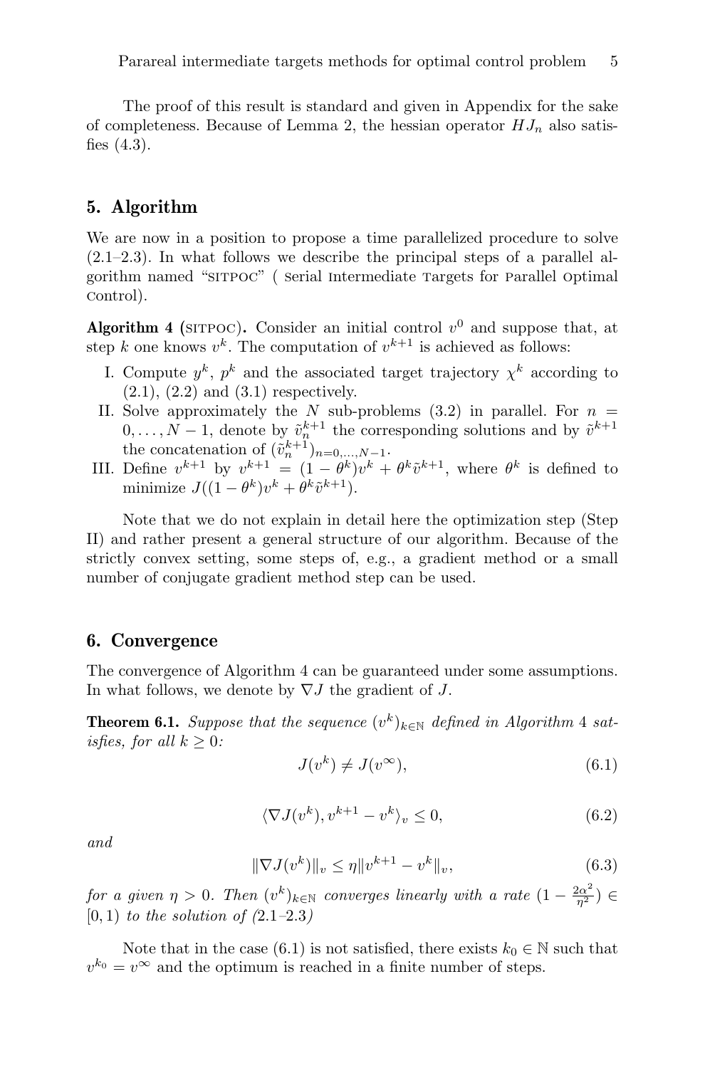The proof of this result is standard and given in Appendix for the sake of completeness. Because of Lemma 2, the hessian operator $HJ_n$ also satisfies (4.3).

## 5. Algorithm

We are now in a position to propose a time parallelized procedure to solve (2.1–2.3). In what follows we describe the principal steps of a parallel algorithm named "SITPOC" ( Serial Intermediate Targets for Parallel Optimal Control).

**Algorithm 4 (SITPOC).** Consider an initial control $v^0$ and suppose that, at step $k$ one knows $v^k$. The computation of $v^{k+1}$ is achieved as follows:

I. Compute $y^k$, $p^k$ and the associated target trajectory $\chi^k$ according to (2.1), (2.2) and (3.1) respectively.
II. Solve approximately the $N$ sub-problems (3.2) in parallel. For $n = 0, \ldots, N-1$, denote by $\tilde{v}_n^{k+1}$ the corresponding solutions and by $\tilde{v}^{k+1}$ the concatenation of $(\tilde{v}_n^{k+1})_{n=0,\ldots,N-1}$.
III. Define $v^{k+1}$ by $v^{k+1} = (1-\theta^k)v^k + \theta^k \tilde{v}^{k+1}$, where $\theta^k$ is defined to minimize $J((1-\theta^k)v^k + \theta^k \tilde{v}^{k+1})$.

Note that we do not explain in detail here the optimization step (Step II) and rather present a general structure of our algorithm. Because of the strictly convex setting, some steps of, e.g., a gradient method or a small number of conjugate gradient method step can be used.

## 6. Convergence

The convergence of Algorithm 4 can be guaranteed under some assumptions. In what follows, we denote by $\nabla J$ the gradient of $J$.

**Theorem 6.1.** *Suppose that the sequence $(v^k)_{k\in\mathbb{N}}$ defined in Algorithm 4 satisfies, for all $k \geq 0$:*

$$J(v^k) \neq J(v^\infty), \tag{6.1}$$

$$\langle \nabla J(v^k), v^{k+1} - v^k \rangle_v \leq 0, \tag{6.2}$$

*and*

$$\|\nabla J(v^k)\|_v \leq \eta \|v^{k+1} - v^k\|_v, \tag{6.3}$$

*for a given $\eta > 0$. Then $(v^k)_{k\in\mathbb{N}}$ converges linearly with a rate $(1 - \frac{2\alpha^2}{\eta^2}) \in [0, 1)$ to the solution of (2.1–2.3)*

Note that in the case (6.1) is not satisfied, there exists $k_0 \in \mathbb{N}$ such that $v^{k_0} = v^\infty$ and the optimum is reached in a finite number of steps.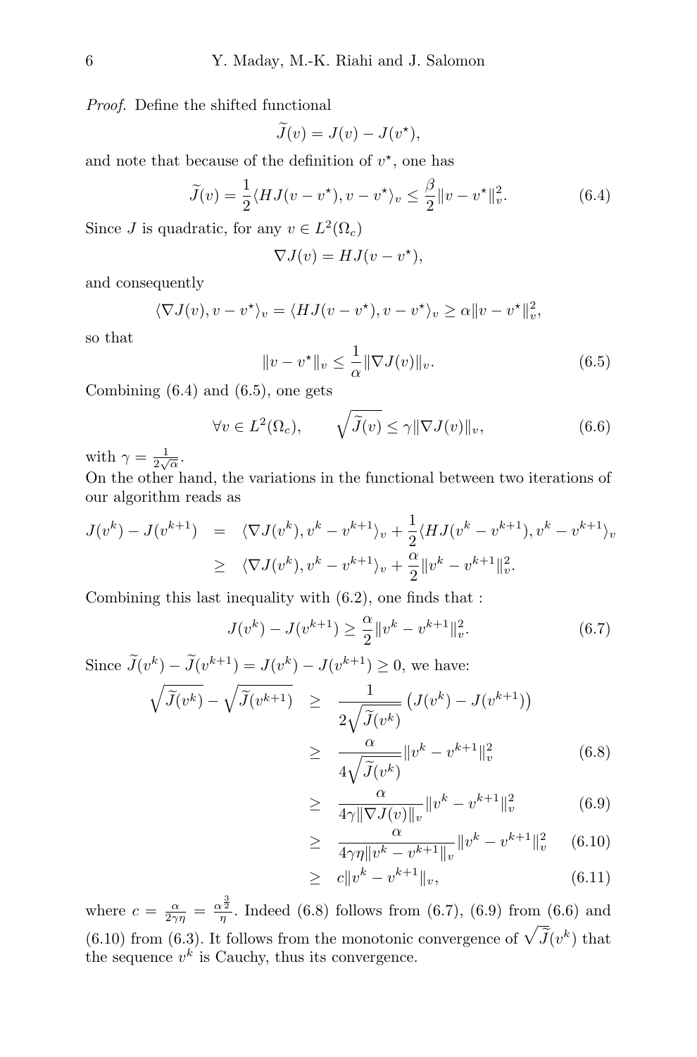*Proof.* Define the shifted functional

$$\widetilde{J}(v) = J(v) - J(v^\star),$$

and note that because of the definition of $v^\star$, one has

$$\widetilde{J}(v) = \frac{1}{2}\langle HJ(v - v^\star), v - v^\star\rangle_v \leq \frac{\beta}{2}\|v - v^\star\|_v^2. \tag{6.4}$$

Since $J$ is quadratic, for any $v \in L^2(\Omega_c)$

$$\nabla J(v) = HJ(v - v^\star),$$

and consequently

$$\langle \nabla J(v), v - v^\star\rangle_v = \langle HJ(v - v^\star), v - v^\star\rangle_v \geq \alpha\|v - v^\star\|_v^2,$$

so that

$$\|v - v^\star\|_v \leq \frac{1}{\alpha}\|\nabla J(v)\|_v. \tag{6.5}$$

Combining (6.4) and (6.5), one gets

$$\forall v \in L^2(\Omega_c), \qquad \sqrt{\widetilde{J}(v)} \leq \gamma\|\nabla J(v)\|_v, \tag{6.6}$$

with $\gamma = \frac{1}{2\sqrt{\alpha}}$.

On the other hand, the variations in the functional between two iterations of our algorithm reads as

$$\begin{aligned}
J(v^k) - J(v^{k+1}) &= \langle \nabla J(v^k), v^k - v^{k+1}\rangle_v + \frac{1}{2}\langle HJ(v^k - v^{k+1}), v^k - v^{k+1}\rangle_v \\
&\geq \langle \nabla J(v^k), v^k - v^{k+1}\rangle_v + \frac{\alpha}{2}\|v^k - v^{k+1}\|_v^2.
\end{aligned}$$

Combining this last inequality with (6.2), one finds that :

$$J(v^k) - J(v^{k+1}) \geq \frac{\alpha}{2}\|v^k - v^{k+1}\|_v^2. \tag{6.7}$$

Since $\widetilde{J}(v^k) - \widetilde{J}(v^{k+1}) = J(v^k) - J(v^{k+1}) \geq 0$, we have:

$$\begin{aligned}
\sqrt{\widetilde{J}(v^k)} - \sqrt{\widetilde{J}(v^{k+1})} &\geq \frac{1}{2\sqrt{\widetilde{J}(v^k)}}\left(J(v^k) - J(v^{k+1})\right) \\
&\geq \frac{\alpha}{4\sqrt{\widetilde{J}(v^k)}}\|v^k - v^{k+1}\|_v^2 \qquad (6.8) \\
&\geq \frac{\alpha}{4\gamma\|\nabla J(v)\|_v}\|v^k - v^{k+1}\|_v^2 \qquad (6.9) \\
&\geq \frac{\alpha}{4\gamma\eta\|v^k - v^{k+1}\|_v}\|v^k - v^{k+1}\|_v^2 \qquad (6.10) \\
&\geq c\|v^k - v^{k+1}\|_v, \qquad (6.11)
\end{aligned}$$

where $c = \frac{\alpha}{2\gamma\eta} = \frac{\alpha^{\frac{3}{2}}}{\eta}$. Indeed (6.8) follows from (6.7), (6.9) from (6.6) and (6.10) from (6.3). It follows from the monotonic convergence of $\sqrt{\widetilde{J}}(v^k)$ that the sequence $v^k$ is Cauchy, thus its convergence.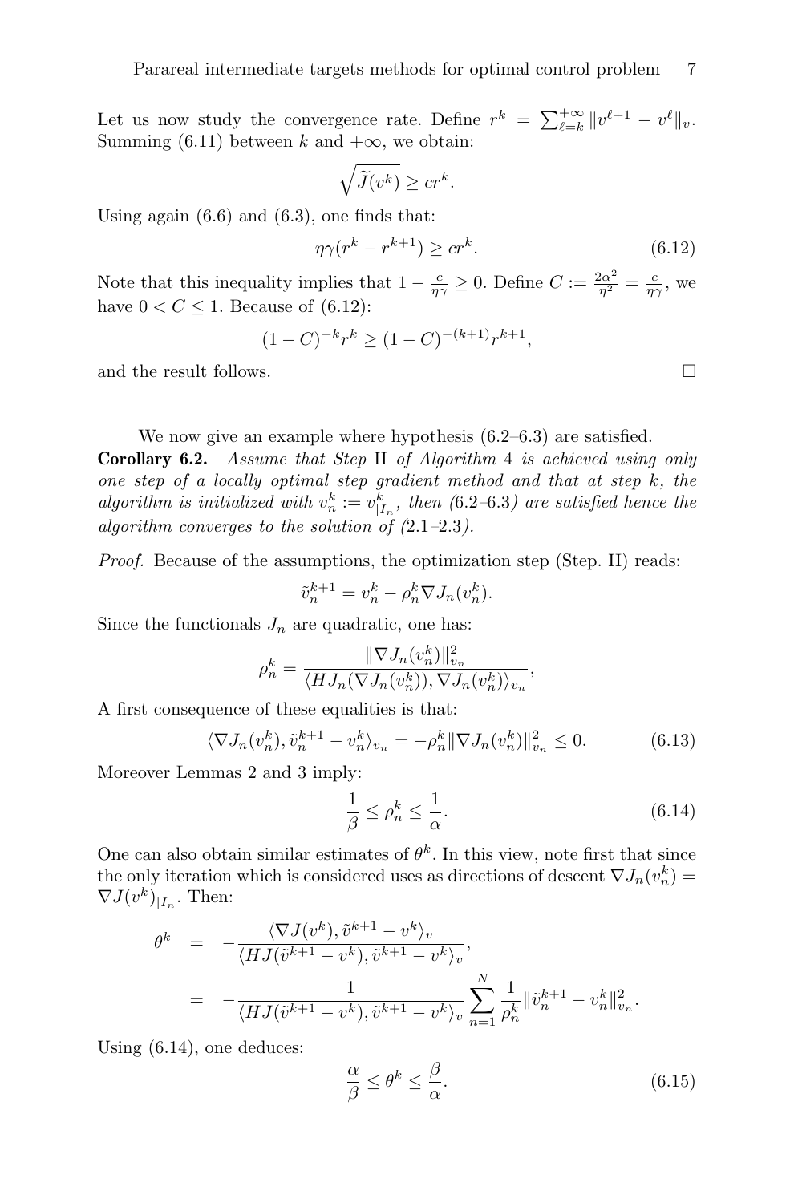Let us now study the convergence rate. Define $r^k = \sum_{\ell=k}^{+\infty} \|v^{\ell+1} - v^\ell\|_v$. Summing (6.11) between $k$ and $+\infty$, we obtain:

$$\sqrt{\widetilde{J}(v^k)} \geq c r^k.$$

Using again (6.6) and (6.3), one finds that:

$$\eta\gamma(r^k - r^{k+1}) \geq c r^k. \tag{6.12}$$

Note that this inequality implies that $1 - \frac{c}{\eta\gamma} \geq 0$. Define $C := \frac{2\alpha^2}{\eta^2} = \frac{c}{\eta\gamma}$, we have $0 < C \leq 1$. Because of (6.12):

$$(1-C)^{-k} r^k \geq (1-C)^{-(k+1)} r^{k+1},$$

and the result follows. $\square$

We now give an example where hypothesis (6.2–6.3) are satisfied.

**Corollary 6.2.** *Assume that Step* II *of Algorithm* 4 *is achieved using only one step of a locally optimal step gradient method and that at step $k$, the algorithm is initialized with $v_n^k := v^k_{|I_n}$, then* (6.2–6.3) *are satisfied hence the algorithm converges to the solution of* (2.1–2.3).

*Proof.* Because of the assumptions, the optimization step (Step. II) reads:

$$\tilde{v}_n^{k+1} = v_n^k - \rho_n^k \nabla J_n(v_n^k).$$

Since the functionals $J_n$ are quadratic, one has:

$$\rho_n^k = \frac{\|\nabla J_n(v_n^k)\|_{v_n}^2}{\langle HJ_n(\nabla J_n(v_n^k)), \nabla J_n(v_n^k)\rangle_{v_n}},$$

A first consequence of these equalities is that:

$$\langle \nabla J_n(v_n^k), \tilde{v}_n^{k+1} - v_n^k\rangle_{v_n} = -\rho_n^k \|\nabla J_n(v_n^k)\|_{v_n}^2 \leq 0. \tag{6.13}$$

Moreover Lemmas 2 and 3 imply:

$$\frac{1}{\beta} \leq \rho_n^k \leq \frac{1}{\alpha}. \tag{6.14}$$

One can also obtain similar estimates of $\theta^k$. In this view, note first that since the only iteration which is considered uses as directions of descent $\nabla J_n(v_n^k) = \nabla J(v^k)_{|I_n}$. Then:

$$\begin{aligned}
\theta^k &= -\frac{\langle \nabla J(v^k), \tilde{v}^{k+1} - v^k\rangle_v}{\langle HJ(\tilde{v}^{k+1} - v^k), \tilde{v}^{k+1} - v^k\rangle_v}, \\
&= -\frac{1}{\langle HJ(\tilde{v}^{k+1} - v^k), \tilde{v}^{k+1} - v^k\rangle_v} \sum_{n=1}^{N} \frac{1}{\rho_n^k} \|\tilde{v}_n^{k+1} - v_n^k\|_{v_n}^2.
\end{aligned}$$

Using (6.14), one deduces:

$$\frac{\alpha}{\beta} \leq \theta^k \leq \frac{\beta}{\alpha}. \tag{6.15}$$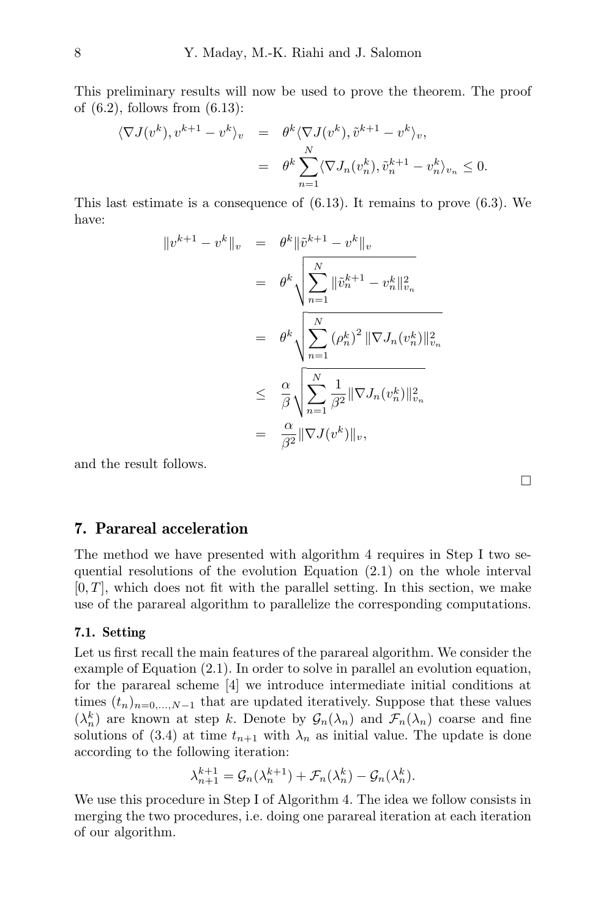This preliminary results will now be used to prove the theorem. The proof of (6.2), follows from (6.13):

$$
\begin{aligned}
\langle \nabla J(v^k), v^{k+1} - v^k \rangle_v &= \theta^k \langle \nabla J(v^k), \tilde{v}^{k+1} - v^k \rangle_v, \\
&= \theta^k \sum_{n=1}^{N} \langle \nabla J_n(v_n^k), \tilde{v}_n^{k+1} - v_n^k \rangle_{v_n} \leq 0.
\end{aligned}
$$

This last estimate is a consequence of (6.13). It remains to prove (6.3). We have:

$$
\begin{aligned}
\| v^{k+1} - v^k \|_v &= \theta^k \| \tilde{v}^{k+1} - v^k \|_v \\
&= \theta^k \sqrt{\sum_{n=1}^{N} \| \tilde{v}_n^{k+1} - v_n^k \|_{v_n}^2} \\
&= \theta^k \sqrt{\sum_{n=1}^{N} (\rho_n^k)^2 \, \| \nabla J_n(v_n^k) \|_{v_n}^2} \\
&\leq \frac{\alpha}{\beta} \sqrt{\sum_{n=1}^{N} \frac{1}{\beta^2} \| \nabla J_n(v_n^k) \|_{v_n}^2} \\
&= \frac{\alpha}{\beta^2} \| \nabla J(v^k) \|_v,
\end{aligned}
$$

and the result follows.

□

## 7. Parareal acceleration

The method we have presented with algorithm 4 requires in Step I two sequential resolutions of the evolution Equation (2.1) on the whole interval $[0, T]$, which does not fit with the parallel setting. In this section, we make use of the parareal algorithm to parallelize the corresponding computations.

### 7.1. Setting

Let us first recall the main features of the parareal algorithm. We consider the example of Equation (2.1). In order to solve in parallel an evolution equation, for the parareal scheme [4] we introduce intermediate initial conditions at times $(t_n)_{n=0,\ldots,N-1}$ that are updated iteratively. Suppose that these values $(\lambda_n^k)$ are known at step $k$. Denote by $\mathcal{G}_n(\lambda_n)$ and $\mathcal{F}_n(\lambda_n)$ coarse and fine solutions of (3.4) at time $t_{n+1}$ with $\lambda_n$ as initial value. The update is done according to the following iteration:

$$
\lambda_{n+1}^{k+1} = \mathcal{G}_n(\lambda_n^{k+1}) + \mathcal{F}_n(\lambda_n^k) - \mathcal{G}_n(\lambda_n^k).
$$

We use this procedure in Step I of Algorithm 4. The idea we follow consists in merging the two procedures, i.e. doing one parareal iteration at each iteration of our algorithm.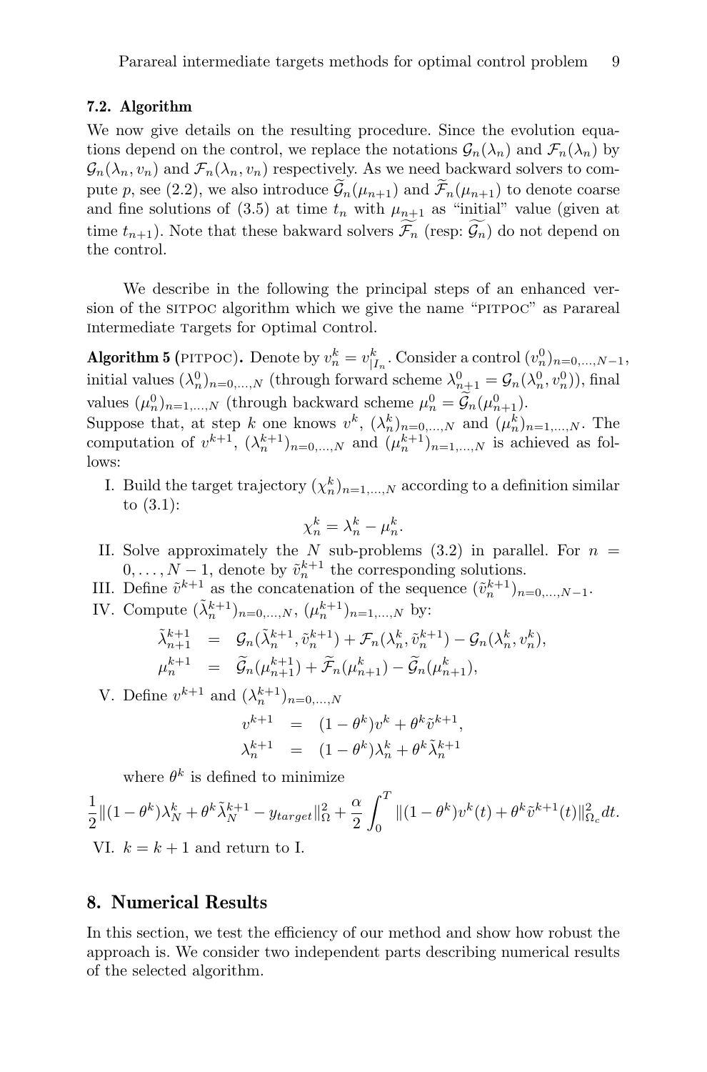### 7.2. Algorithm

We now give details on the resulting procedure. Since the evolution equations depend on the control, we replace the notations $\mathcal{G}_n(\lambda_n)$ and $\mathcal{F}_n(\lambda_n)$ by $\mathcal{G}_n(\lambda_n, v_n)$ and $\mathcal{F}_n(\lambda_n, v_n)$ respectively. As we need backward solvers to compute $p$, see (2.2), we also introduce $\widetilde{\mathcal{G}}_n(\mu_{n+1})$ and $\widetilde{\mathcal{F}}_n(\mu_{n+1})$ to denote coarse and fine solutions of (3.5) at time $t_n$ with $\mu_{n+1}$ as "initial" value (given at time $t_{n+1}$). Note that these bakward solvers $\widetilde{\mathcal{F}_n}$ (resp: $\widetilde{\mathcal{G}_n}$) do not depend on the control.

We describe in the following the principal steps of an enhanced version of the SITPOC algorithm which we give the name "PITPOC" as Parareal Intermediate Targets for Optimal Control.

**Algorithm 5 (PITPOC).** Denote by $v_n^k = v^k_{|I_n}$. Consider a control $(v_n^0)_{n=0,\dots,N-1}$, initial values $(\lambda_n^0)_{n=0,\dots,N}$ (through forward scheme $\lambda_{n+1}^0 = \mathcal{G}_n(\lambda_n^0, v_n^0)$), final values $(\mu_n^0)_{n=1,\dots,N}$ (through backward scheme $\mu_n^0 = \widetilde{\mathcal{G}}_n(\mu_{n+1}^0)$.
Suppose that, at step $k$ one knows $v^k$, $(\lambda_n^k)_{n=0,\dots,N}$ and $(\mu_n^k)_{n=1,\dots,N}$. The computation of $v^{k+1}$, $(\lambda_n^{k+1})_{n=0,\dots,N}$ and $(\mu_n^{k+1})_{n=1,\dots,N}$ is achieved as follows:

I. Build the target trajectory $(\chi_n^k)_{n=1,\dots,N}$ according to a definition similar to (3.1):
$$\chi_n^k = \lambda_n^k - \mu_n^k.$$
II. Solve approximately the $N$ sub-problems (3.2) in parallel. For $n = 0, \dots, N-1$, denote by $\tilde{v}_n^{k+1}$ the corresponding solutions.
III. Define $\tilde{v}^{k+1}$ as the concatenation of the sequence $(\tilde{v}_n^{k+1})_{n=0,\dots,N-1}$.
IV. Compute $(\tilde{\lambda}_n^{k+1})_{n=0,\dots,N}$, $(\mu_n^{k+1})_{n=1,\dots,N}$ by:
$$\begin{aligned} \tilde{\lambda}_{n+1}^{k+1} &= \mathcal{G}_n(\tilde{\lambda}_n^{k+1}, \tilde{v}_n^{k+1}) + \mathcal{F}_n(\lambda_n^k, \tilde{v}_n^{k+1}) - \mathcal{G}_n(\lambda_n^k, v_n^k), \\ \mu_n^{k+1} &= \widetilde{\mathcal{G}}_n(\mu_{n+1}^{k+1}) + \widetilde{\mathcal{F}}_n(\mu_{n+1}^k) - \widetilde{\mathcal{G}}_n(\mu_{n+1}^k), \end{aligned}$$
V. Define $v^{k+1}$ and $(\lambda_n^{k+1})_{n=0,\dots,N}$
$$\begin{aligned} v^{k+1} &= (1-\theta^k)v^k + \theta^k \tilde{v}^{k+1}, \\ \lambda_n^{k+1} &= (1-\theta^k)\lambda_n^k + \theta^k \tilde{\lambda}_n^{k+1} \end{aligned}$$
where $\theta^k$ is defined to minimize
$$\frac{1}{2}\|(1-\theta^k)\lambda_N^k + \theta^k \tilde{\lambda}_N^{k+1} - y_{target}\|_\Omega^2 + \frac{\alpha}{2}\int_0^T \|(1-\theta^k)v^k(t) + \theta^k \tilde{v}^{k+1}(t)\|_{\Omega_c}^2 dt.$$
VI. $k = k+1$ and return to I.

## 8. Numerical Results

In this section, we test the efficiency of our method and show how robust the approach is. We consider two independent parts describing numerical results of the selected algorithm.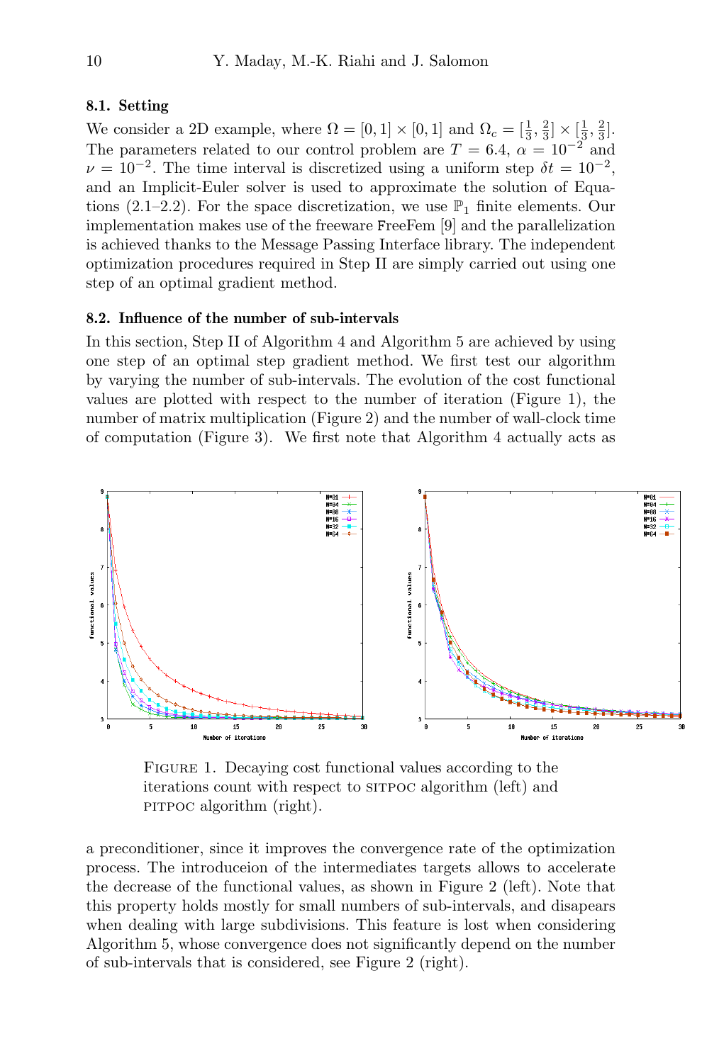### 8.1. Setting

We consider a 2D example, where $\Omega = [0,1] \times [0,1]$ and $\Omega_c = [\frac{1}{3}, \frac{2}{3}] \times [\frac{1}{3}, \frac{2}{3}]$. The parameters related to our control problem are $T = 6.4$, $\alpha = 10^{-2}$ and $\nu = 10^{-2}$. The time interval is discretized using a uniform step $\delta t = 10^{-2}$, and an Implicit-Euler solver is used to approximate the solution of Equations (2.1–2.2). For the space discretization, we use $\mathbb{P}_1$ finite elements. Our implementation makes use of the freeware FreeFem [9] and the parallelization is achieved thanks to the Message Passing Interface library. The independent optimization procedures required in Step II are simply carried out using one step of an optimal gradient method.

### 8.2. Influence of the number of sub-intervals

In this section, Step II of Algorithm 4 and Algorithm 5 are achieved by using one step of an optimal step gradient method. We first test our algorithm by varying the number of sub-intervals. The evolution of the cost functional values are plotted with respect to the number of iteration (Figure 1), the number of matrix multiplication (Figure 2) and the number of wall-clock time of computation (Figure 3). We first note that Algorithm 4 actually acts as

functional values
Number of iterations
N=01
N=04
N=08
N=16
N=32
N=64

functional values
Number of iterations
N=01
N=04
N=08
N=16
N=32
N=64

FIGURE 1. Decaying cost functional values according to the iterations count with respect to SITPOC algorithm (left) and PITPOC algorithm (right).

a preconditioner, since it improves the convergence rate of the optimization process. The introduceion of the intermediates targets allows to accelerate the decrease of the functional values, as shown in Figure 2 (left). Note that this property holds mostly for small numbers of sub-intervals, and disapears when dealing with large subdivisions. This feature is lost when considering Algorithm 5, whose convergence does not significantly depend on the number of sub-intervals that is considered, see Figure 2 (right).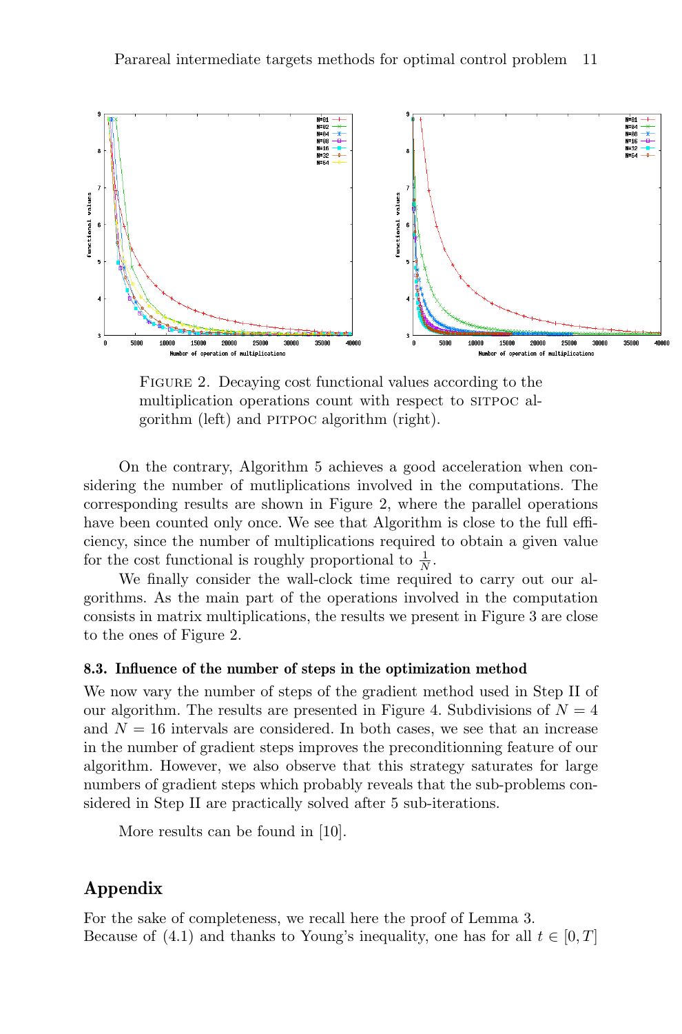Left plot:

functional values

Number of operation of multiplications

N=01
N=02
N=04
N=08
N=16
N=32
N=64

9
8
7
6
5
4
3

0 5000 10000 15000 20000 25000 30000 35000 40000

Right plot:

functional values

Number of operation of multiplications

N=01
N=04
N=08
N=16
N=32
N=64

9
8
7
6
5
4
3

0 5000 10000 15000 20000 25000 30000 35000 40000

Figure 2. Decaying cost functional values according to the multiplication operations count with respect to SITPOC algorithm (left) and PITPOC algorithm (right).

On the contrary, Algorithm 5 achieves a good acceleration when considering the number of mutliplications involved in the computations. The corresponding results are shown in Figure 2, where the parallel operations have been counted only once. We see that Algorithm is close to the full efficiency, since the number of multiplications required to obtain a given value for the cost functional is roughly proportional to $\frac{1}{N}$.

We finally consider the wall-clock time required to carry out our algorithms. As the main part of the operations involved in the computation consists in matrix multiplications, the results we present in Figure 3 are close to the ones of Figure 2.

### 8.3. Influence of the number of steps in the optimization method

We now vary the number of steps of the gradient method used in Step II of our algorithm. The results are presented in Figure 4. Subdivisions of $N = 4$ and $N = 16$ intervals are considered. In both cases, we see that an increase in the number of gradient steps improves the preconditionning feature of our algorithm. However, we also observe that this strategy saturates for large numbers of gradient steps which probably reveals that the sub-problems considered in Step II are practically solved after 5 sub-iterations.

More results can be found in [10].

## Appendix

For the sake of completeness, we recall here the proof of Lemma 3.
Because of (4.1) and thanks to Young's inequality, one has for all $t \in [0, T]$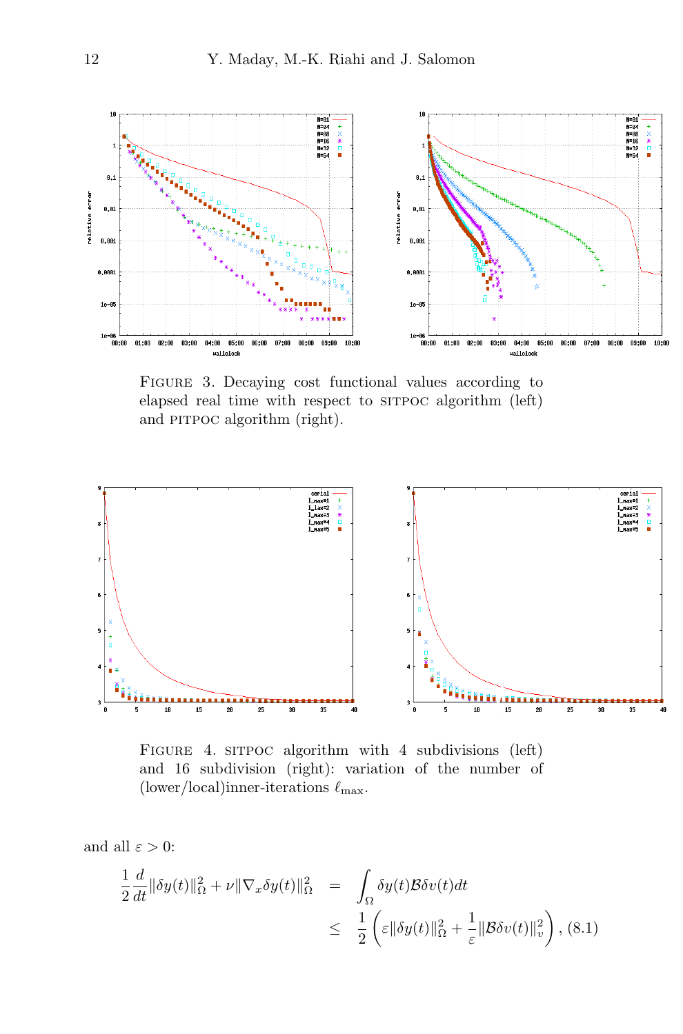10

1

0.1

0.01

0.001

0.0001

1e-05

1e-06

relative error

00:00 01:00 02:00 03:00 04:00 05:00 06:00 07:00 08:00 09:00 10:00

wallclock

N=01
N=04
N=08
N=16
N=32
N=64

10

1

0.1

0.01

0.001

0.0001

1e-05

1e-06

relative error

00:00 01:00 02:00 03:00 04:00 05:00 06:00 07:00 08:00 09:00 10:00

wallclock

N=01
N=04
N=08
N=16
N=32
N=64

FIGURE 3. Decaying cost functional values according to elapsed real time with respect to SITPOC algorithm (left) and PITPOC algorithm (right).

9

8

7

6

5

4

3

0 5 10 15 20 25 30 35 40

serial
l_max=1
l_lax=2
l_max=3
l_max=4
l_max=5

9

8

7

6

5

4

3

0 5 10 15 20 25 30 35 40

serial
l_max=1
l_max=2
l_max=3
l_max=4
l_max=5

FIGURE 4. SITPOC algorithm with 4 subdivisions (left) and 16 subdivision (right): variation of the number of (lower/local)inner-iterations $\ell_{\max}$.

and all $\varepsilon > 0$:

$$
\begin{aligned}
\frac{1}{2}\frac{d}{dt}\|\delta y(t)\|_{\Omega}^2 + \nu\|\nabla_x \delta y(t)\|_{\Omega}^2 &= \int_{\Omega} \delta y(t)\mathcal{B}\delta v(t)dt \\
&\leq \frac{1}{2}\left(\varepsilon\|\delta y(t)\|_{\Omega}^2 + \frac{1}{\varepsilon}\|\mathcal{B}\delta v(t)\|_v^2\right), \quad (8.1)
\end{aligned}
$$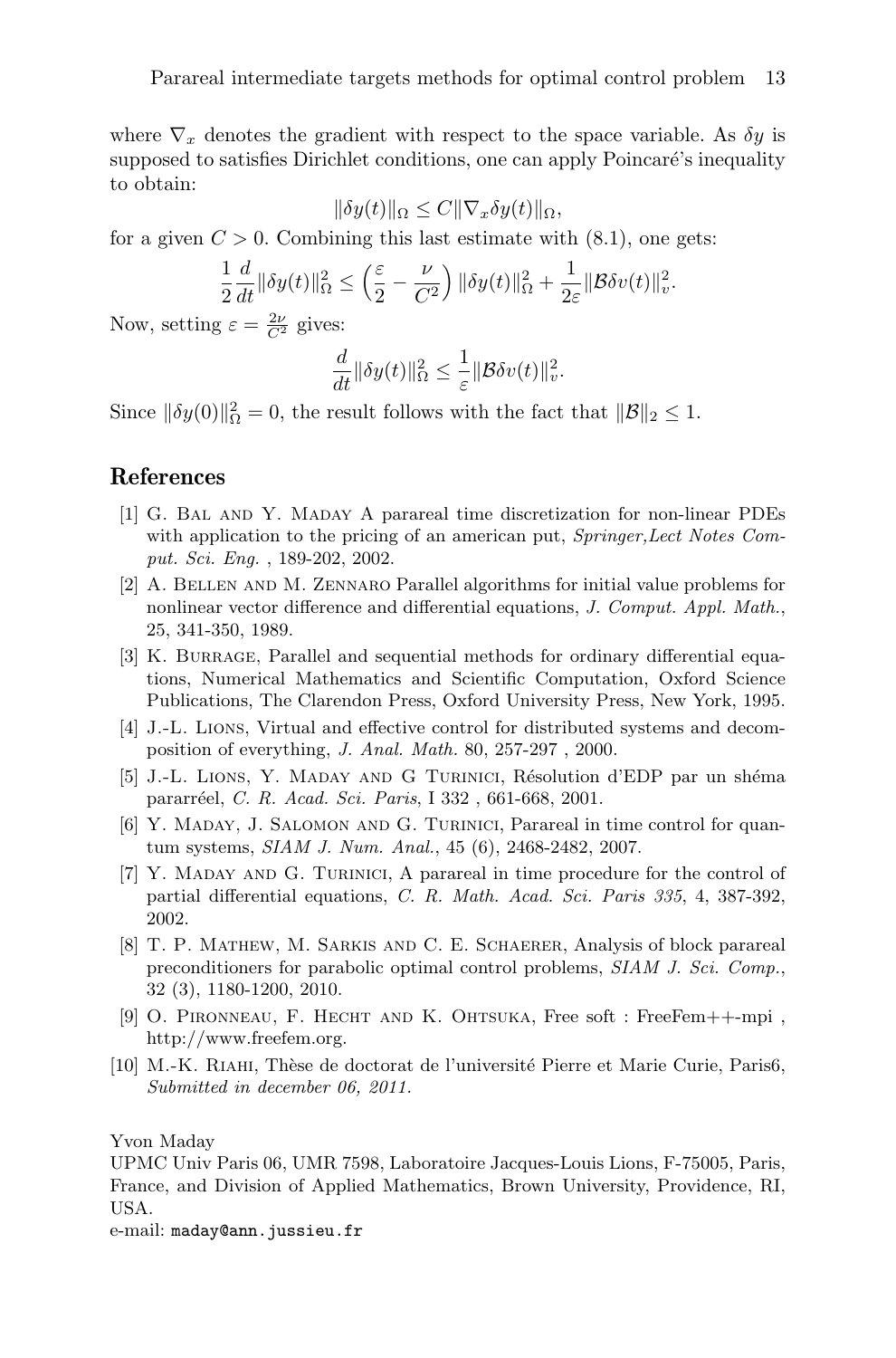where $\nabla_x$ denotes the gradient with respect to the space variable. As $\delta y$ is supposed to satisfies Dirichlet conditions, one can apply Poincaré's inequality to obtain:

$$\|\delta y(t)\|_\Omega \leq C\|\nabla_x \delta y(t)\|_\Omega,$$

for a given $C > 0$. Combining this last estimate with (8.1), one gets:

$$\frac{1}{2}\frac{d}{dt}\|\delta y(t)\|_\Omega^2 \leq \left(\frac{\varepsilon}{2} - \frac{\nu}{C^2}\right)\|\delta y(t)\|_\Omega^2 + \frac{1}{2\varepsilon}\|\mathcal{B}\delta v(t)\|_v^2.$$

Now, setting $\varepsilon = \frac{2\nu}{C^2}$ gives:

$$\frac{d}{dt}\|\delta y(t)\|_\Omega^2 \leq \frac{1}{\varepsilon}\|\mathcal{B}\delta v(t)\|_v^2.$$

Since $\|\delta y(0)\|_\Omega^2 = 0$, the result follows with the fact that $\|\mathcal{B}\|_2 \leq 1$.

## References

[1] G. Bal and Y. Maday A parareal time discretization for non-linear PDEs with application to the pricing of an american put, *Springer,Lect Notes Comput. Sci. Eng.* , 189-202, 2002.

[2] A. Bellen and M. Zennaro Parallel algorithms for initial value problems for nonlinear vector difference and differential equations, *J. Comput. Appl. Math.*, 25, 341-350, 1989.

[3] K. Burrage, Parallel and sequential methods for ordinary differential equations, Numerical Mathematics and Scientific Computation, Oxford Science Publications, The Clarendon Press, Oxford University Press, New York, 1995.

[4] J.-L. Lions, Virtual and effective control for distributed systems and decomposition of everything, *J. Anal. Math.* 80, 257-297 , 2000.

[5] J.-L. Lions, Y. Maday and G Turinici, Résolution d'EDP par un shéma pararréel, *C. R. Acad. Sci. Paris*, I 332 , 661-668, 2001.

[6] Y. Maday, J. Salomon and G. Turinici, Parareal in time control for quantum systems, *SIAM J. Num. Anal.*, 45 (6), 2468-2482, 2007.

[7] Y. Maday and G. Turinici, A parareal in time procedure for the control of partial differential equations, *C. R. Math. Acad. Sci. Paris 335*, 4, 387-392, 2002.

[8] T. P. Mathew, M. Sarkis and C. E. Schaerer, Analysis of block parareal preconditioners for parabolic optimal control problems, *SIAM J. Sci. Comp.*, 32 (3), 1180-1200, 2010.

[9] O. Pironneau, F. Hecht and K. Ohtsuka, Free soft : FreeFem++-mpi , http://www.freefem.org.

[10] M.-K. Riahi, Thèse de doctorat de l'université Pierre et Marie Curie, Paris6, *Submitted in december 06, 2011.*

Yvon Maday
UPMC Univ Paris 06, UMR 7598, Laboratoire Jacques-Louis Lions, F-75005, Paris, France, and Division of Applied Mathematics, Brown University, Providence, RI, USA.
e-mail: maday@ann.jussieu.fr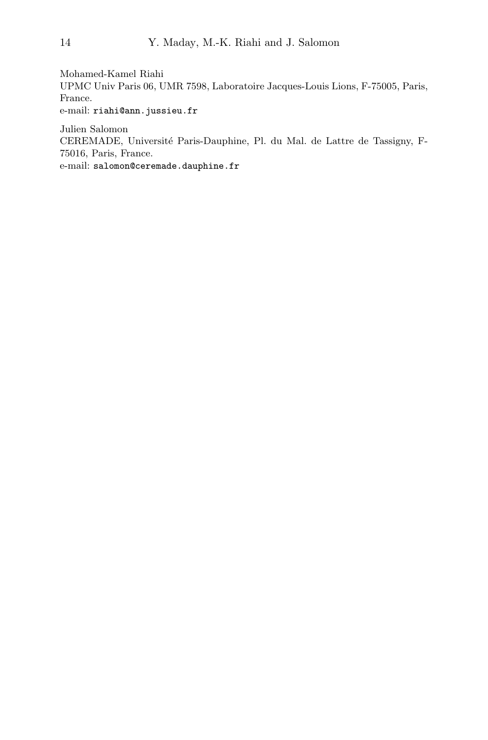Mohamed-Kamel Riahi
UPMC Univ Paris 06, UMR 7598, Laboratoire Jacques-Louis Lions, F-75005, Paris, France.
e-mail: `riahi@ann.jussieu.fr`

Julien Salomon
CEREMADE, Université Paris-Dauphine, Pl. du Mal. de Lattre de Tassigny, F-75016, Paris, France.
e-mail: `salomon@ceremade.dauphine.fr`